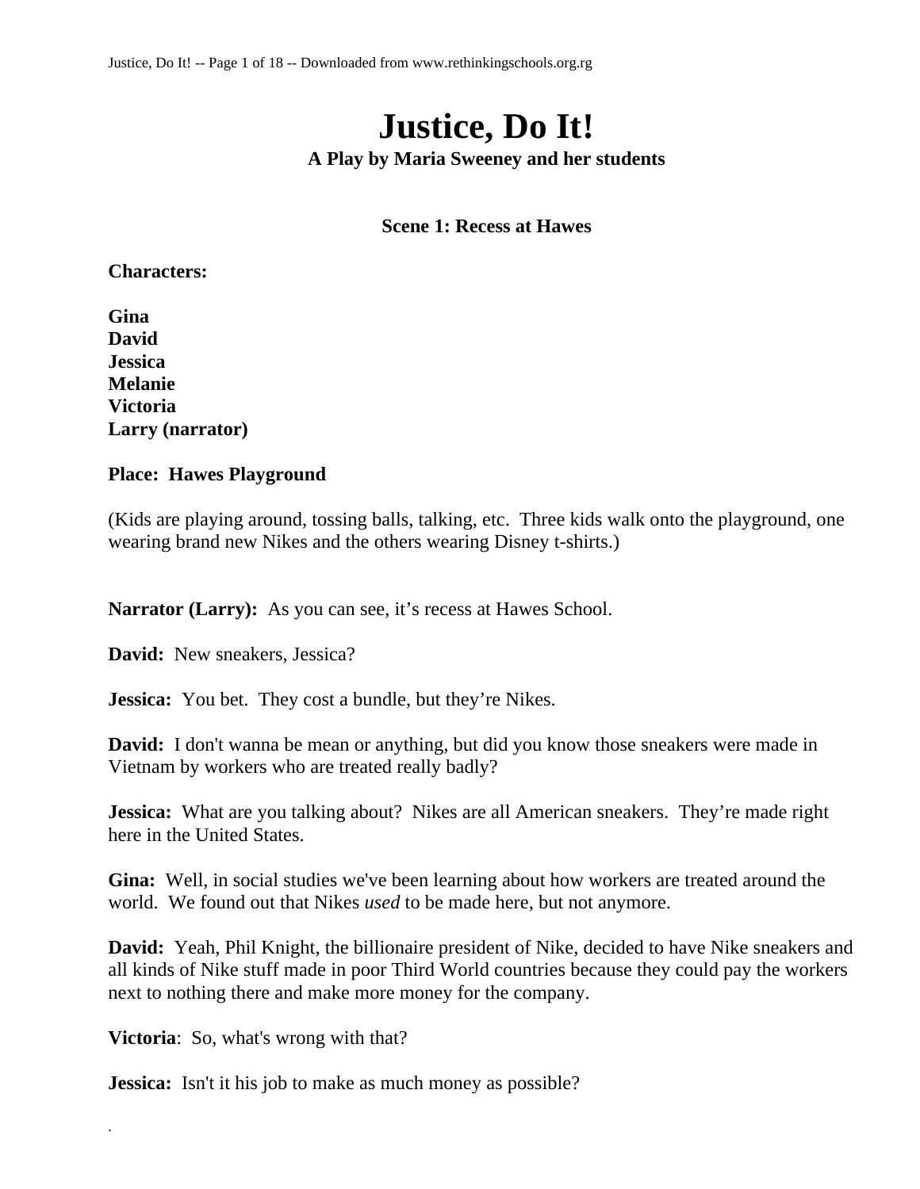# Justice, Do It!

**A Play by Maria Sweeney and her students**

### Scene 1: Recess at Hawes

**Characters:**

**Gina**
**David**
**Jessica**
**Melanie**
**Victoria**
**Larry (narrator)**

**Place: Hawes Playground**

(Kids are playing around, tossing balls, talking, etc. Three kids walk onto the playground, one wearing brand new Nikes and the others wearing Disney t-shirts.)

**Narrator (Larry):** As you can see, it's recess at Hawes School.

**David:** New sneakers, Jessica?

**Jessica:** You bet. They cost a bundle, but they're Nikes.

**David:** I don't wanna be mean or anything, but did you know those sneakers were made in Vietnam by workers who are treated really badly?

**Jessica:** What are you talking about? Nikes are all American sneakers. They're made right here in the United States.

**Gina:** Well, in social studies we've been learning about how workers are treated around the world. We found out that Nikes *used* to be made here, but not anymore.

**David:** Yeah, Phil Knight, the billionaire president of Nike, decided to have Nike sneakers and all kinds of Nike stuff made in poor Third World countries because they could pay the workers next to nothing there and make more money for the company.

**Victoria**: So, what's wrong with that?

**Jessica:** Isn't it his job to make as much money as possible?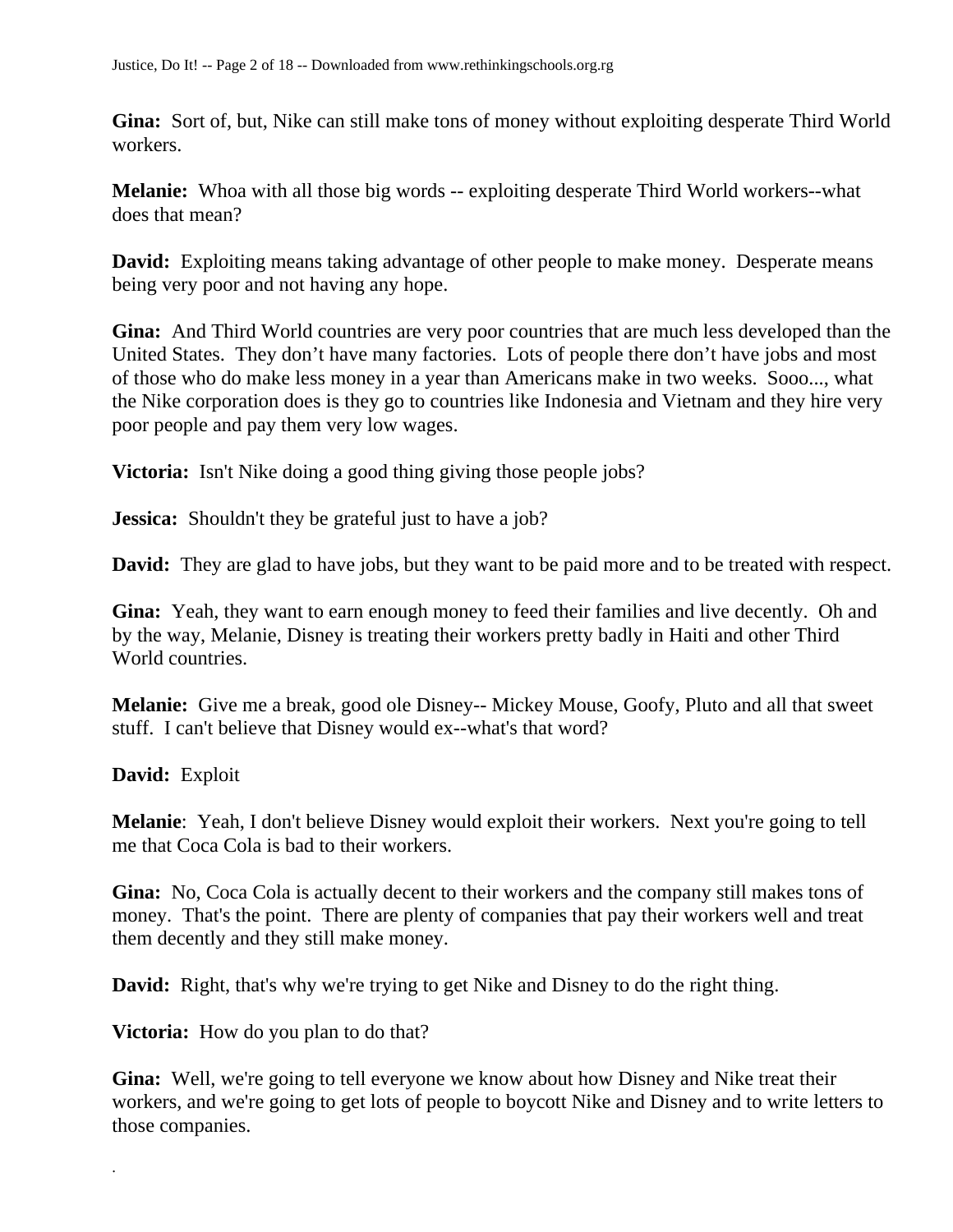**Gina:** Sort of, but, Nike can still make tons of money without exploiting desperate Third World workers.

**Melanie:** Whoa with all those big words -- exploiting desperate Third World workers--what does that mean?

**David:** Exploiting means taking advantage of other people to make money. Desperate means being very poor and not having any hope.

**Gina:** And Third World countries are very poor countries that are much less developed than the United States. They don't have many factories. Lots of people there don't have jobs and most of those who do make less money in a year than Americans make in two weeks. Sooo..., what the Nike corporation does is they go to countries like Indonesia and Vietnam and they hire very poor people and pay them very low wages.

**Victoria:** Isn't Nike doing a good thing giving those people jobs?

**Jessica:** Shouldn't they be grateful just to have a job?

**David:** They are glad to have jobs, but they want to be paid more and to be treated with respect.

**Gina:** Yeah, they want to earn enough money to feed their families and live decently. Oh and by the way, Melanie, Disney is treating their workers pretty badly in Haiti and other Third World countries.

**Melanie:** Give me a break, good ole Disney-- Mickey Mouse, Goofy, Pluto and all that sweet stuff. I can't believe that Disney would ex--what's that word?

**David:** Exploit

**Melanie**: Yeah, I don't believe Disney would exploit their workers. Next you're going to tell me that Coca Cola is bad to their workers.

**Gina:** No, Coca Cola is actually decent to their workers and the company still makes tons of money. That's the point. There are plenty of companies that pay their workers well and treat them decently and they still make money.

**David:** Right, that's why we're trying to get Nike and Disney to do the right thing.

**Victoria:** How do you plan to do that?

**Gina:** Well, we're going to tell everyone we know about how Disney and Nike treat their workers, and we're going to get lots of people to boycott Nike and Disney and to write letters to those companies.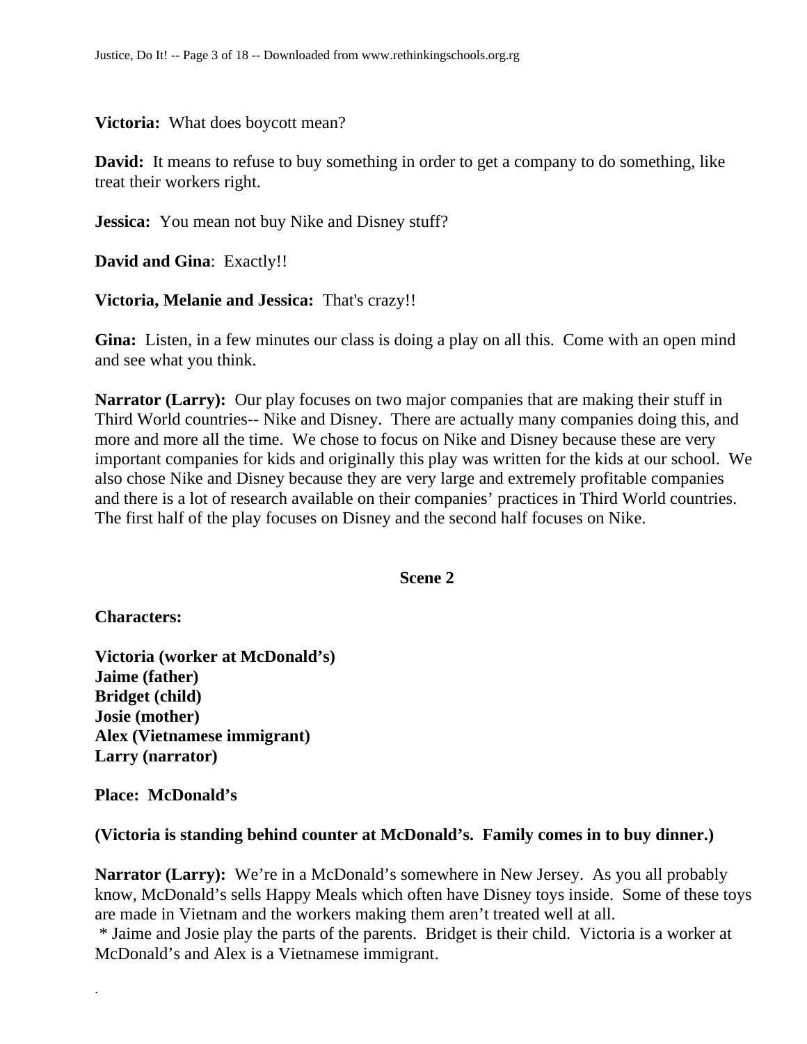**Victoria:** What does boycott mean?

**David:** It means to refuse to buy something in order to get a company to do something, like treat their workers right.

**Jessica:** You mean not buy Nike and Disney stuff?

**David and Gina**: Exactly!!

**Victoria, Melanie and Jessica:** That's crazy!!

**Gina:** Listen, in a few minutes our class is doing a play on all this. Come with an open mind and see what you think.

**Narrator (Larry):** Our play focuses on two major companies that are making their stuff in Third World countries-- Nike and Disney. There are actually many companies doing this, and more and more all the time. We chose to focus on Nike and Disney because these are very important companies for kids and originally this play was written for the kids at our school. We also chose Nike and Disney because they are very large and extremely profitable companies and there is a lot of research available on their companies' practices in Third World countries. The first half of the play focuses on Disney and the second half focuses on Nike.

## Scene 2

**Characters:**

**Victoria (worker at McDonald's)**
**Jaime (father)**
**Bridget (child)**
**Josie (mother)**
**Alex (Vietnamese immigrant)**
**Larry (narrator)**

**Place: McDonald's**

**(Victoria is standing behind counter at McDonald's. Family comes in to buy dinner.)**

**Narrator (Larry):** We're in a McDonald's somewhere in New Jersey. As you all probably know, McDonald's sells Happy Meals which often have Disney toys inside. Some of these toys are made in Vietnam and the workers making them aren't treated well at all.
* Jaime and Josie play the parts of the parents. Bridget is their child. Victoria is a worker at McDonald's and Alex is a Vietnamese immigrant.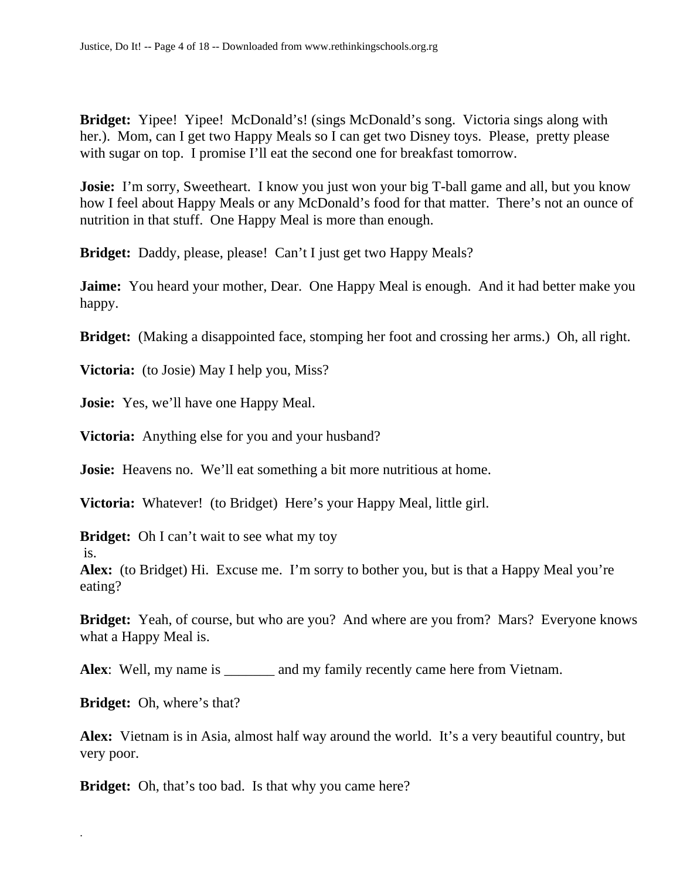**Bridget:** Yipee! Yipee! McDonald's! (sings McDonald's song. Victoria sings along with her.). Mom, can I get two Happy Meals so I can get two Disney toys. Please, pretty please with sugar on top. I promise I'll eat the second one for breakfast tomorrow.

**Josie:** I'm sorry, Sweetheart. I know you just won your big T-ball game and all, but you know how I feel about Happy Meals or any McDonald's food for that matter. There's not an ounce of nutrition in that stuff. One Happy Meal is more than enough.

**Bridget:** Daddy, please, please! Can't I just get two Happy Meals?

**Jaime:** You heard your mother, Dear. One Happy Meal is enough. And it had better make you happy.

**Bridget:** (Making a disappointed face, stomping her foot and crossing her arms.) Oh, all right.

**Victoria:** (to Josie) May I help you, Miss?

**Josie:** Yes, we'll have one Happy Meal.

**Victoria:** Anything else for you and your husband?

**Josie:** Heavens no. We'll eat something a bit more nutritious at home.

**Victoria:** Whatever! (to Bridget) Here's your Happy Meal, little girl.

**Bridget:** Oh I can't wait to see what my toy is.

**Alex:** (to Bridget) Hi. Excuse me. I'm sorry to bother you, but is that a Happy Meal you're eating?

**Bridget:** Yeah, of course, but who are you? And where are you from? Mars? Everyone knows what a Happy Meal is.

**Alex**: Well, my name is _______ and my family recently came here from Vietnam.

**Bridget:** Oh, where's that?

**Alex:** Vietnam is in Asia, almost half way around the world. It's a very beautiful country, but very poor.

**Bridget:** Oh, that's too bad. Is that why you came here?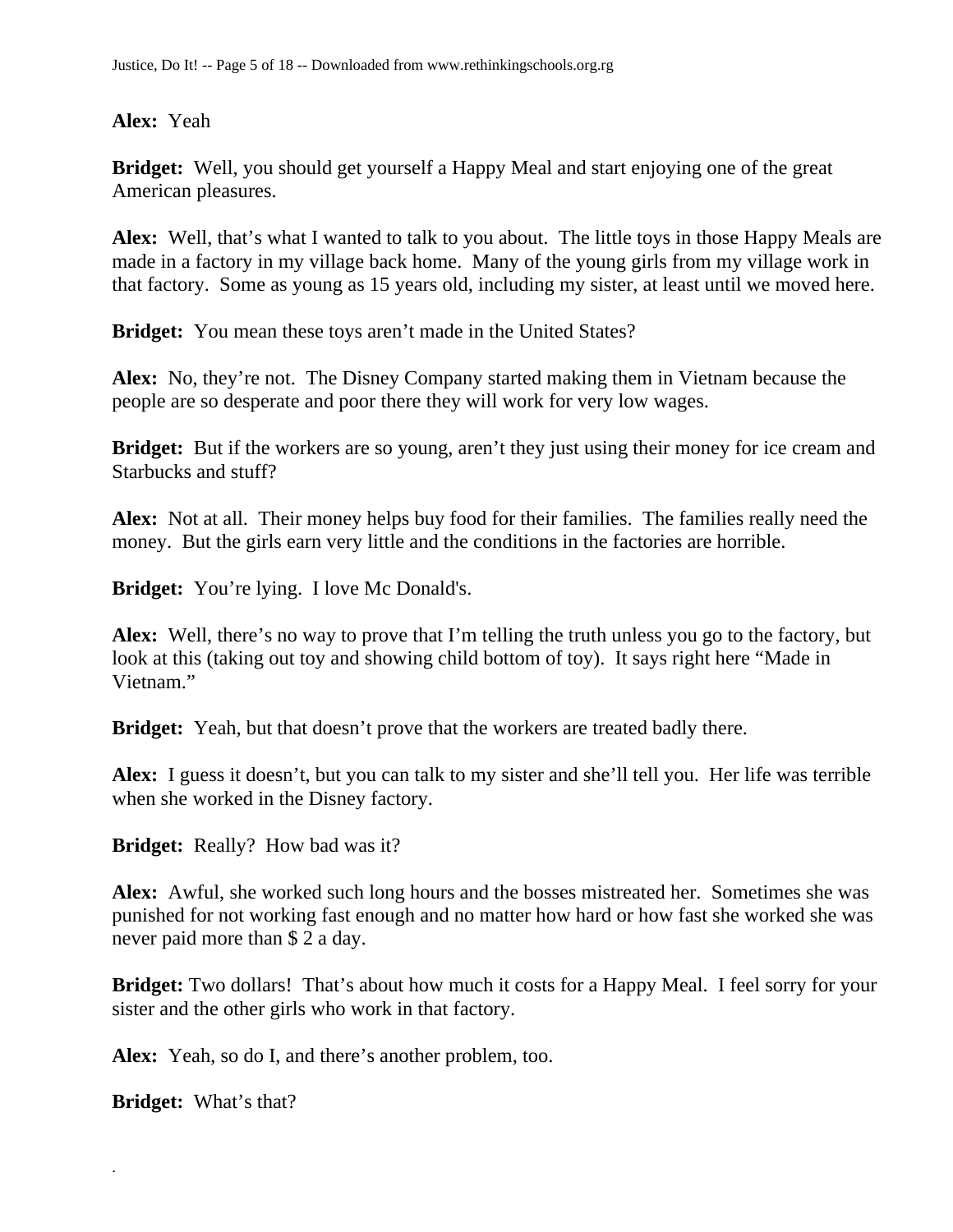**Alex:** Yeah

**Bridget:** Well, you should get yourself a Happy Meal and start enjoying one of the great American pleasures.

**Alex:** Well, that's what I wanted to talk to you about. The little toys in those Happy Meals are made in a factory in my village back home. Many of the young girls from my village work in that factory. Some as young as 15 years old, including my sister, at least until we moved here.

**Bridget:** You mean these toys aren't made in the United States?

**Alex:** No, they're not. The Disney Company started making them in Vietnam because the people are so desperate and poor there they will work for very low wages.

**Bridget:** But if the workers are so young, aren't they just using their money for ice cream and Starbucks and stuff?

**Alex:** Not at all. Their money helps buy food for their families. The families really need the money. But the girls earn very little and the conditions in the factories are horrible.

**Bridget:** You're lying. I love Mc Donald's.

**Alex:** Well, there's no way to prove that I'm telling the truth unless you go to the factory, but look at this (taking out toy and showing child bottom of toy). It says right here "Made in Vietnam."

**Bridget:** Yeah, but that doesn't prove that the workers are treated badly there.

**Alex:** I guess it doesn't, but you can talk to my sister and she'll tell you. Her life was terrible when she worked in the Disney factory.

**Bridget:** Really? How bad was it?

**Alex:** Awful, she worked such long hours and the bosses mistreated her. Sometimes she was punished for not working fast enough and no matter how hard or how fast she worked she was never paid more than $ 2 a day.

**Bridget:** Two dollars! That's about how much it costs for a Happy Meal. I feel sorry for your sister and the other girls who work in that factory.

**Alex:** Yeah, so do I, and there's another problem, too.

**Bridget:** What's that?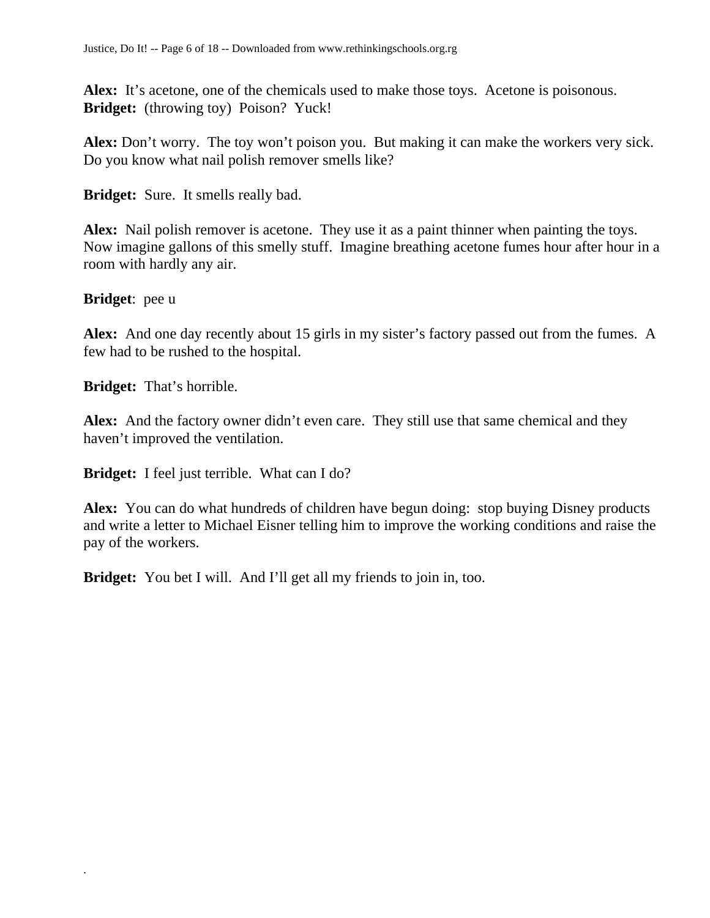**Alex:** It's acetone, one of the chemicals used to make those toys. Acetone is poisonous.
**Bridget:** (throwing toy) Poison? Yuck!

**Alex:** Don't worry. The toy won't poison you. But making it can make the workers very sick. Do you know what nail polish remover smells like?

**Bridget:** Sure. It smells really bad.

**Alex:** Nail polish remover is acetone. They use it as a paint thinner when painting the toys. Now imagine gallons of this smelly stuff. Imagine breathing acetone fumes hour after hour in a room with hardly any air.

**Bridget**: pee u

**Alex:** And one day recently about 15 girls in my sister's factory passed out from the fumes. A few had to be rushed to the hospital.

**Bridget:** That's horrible.

**Alex:** And the factory owner didn't even care. They still use that same chemical and they haven't improved the ventilation.

**Bridget:** I feel just terrible. What can I do?

**Alex:** You can do what hundreds of children have begun doing: stop buying Disney products and write a letter to Michael Eisner telling him to improve the working conditions and raise the pay of the workers.

**Bridget:** You bet I will. And I'll get all my friends to join in, too.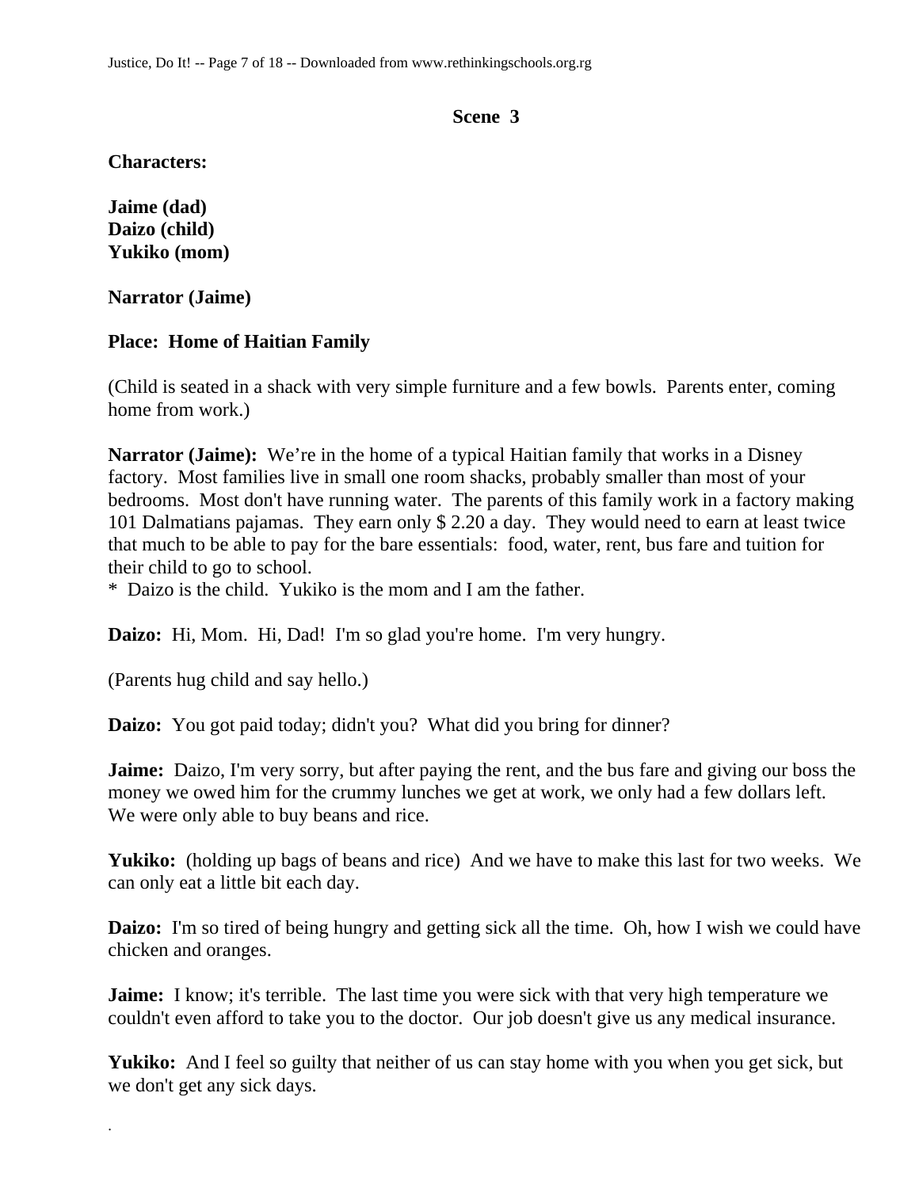### Scene 3

**Characters:**

**Jaime (dad)**
**Daizo (child)**
**Yukiko (mom)**

**Narrator (Jaime)**

**Place: Home of Haitian Family**

(Child is seated in a shack with very simple furniture and a few bowls. Parents enter, coming home from work.)

**Narrator (Jaime):** We're in the home of a typical Haitian family that works in a Disney factory. Most families live in small one room shacks, probably smaller than most of your bedrooms. Most don't have running water. The parents of this family work in a factory making 101 Dalmatians pajamas. They earn only $ 2.20 a day. They would need to earn at least twice that much to be able to pay for the bare essentials: food, water, rent, bus fare and tuition for their child to go to school.
* Daizo is the child. Yukiko is the mom and I am the father.

**Daizo:** Hi, Mom. Hi, Dad! I'm so glad you're home. I'm very hungry.

(Parents hug child and say hello.)

**Daizo:** You got paid today; didn't you? What did you bring for dinner?

**Jaime:** Daizo, I'm very sorry, but after paying the rent, and the bus fare and giving our boss the money we owed him for the crummy lunches we get at work, we only had a few dollars left. We were only able to buy beans and rice.

**Yukiko:** (holding up bags of beans and rice) And we have to make this last for two weeks. We can only eat a little bit each day.

**Daizo:** I'm so tired of being hungry and getting sick all the time. Oh, how I wish we could have chicken and oranges.

**Jaime:** I know; it's terrible. The last time you were sick with that very high temperature we couldn't even afford to take you to the doctor. Our job doesn't give us any medical insurance.

**Yukiko:** And I feel so guilty that neither of us can stay home with you when you get sick, but we don't get any sick days.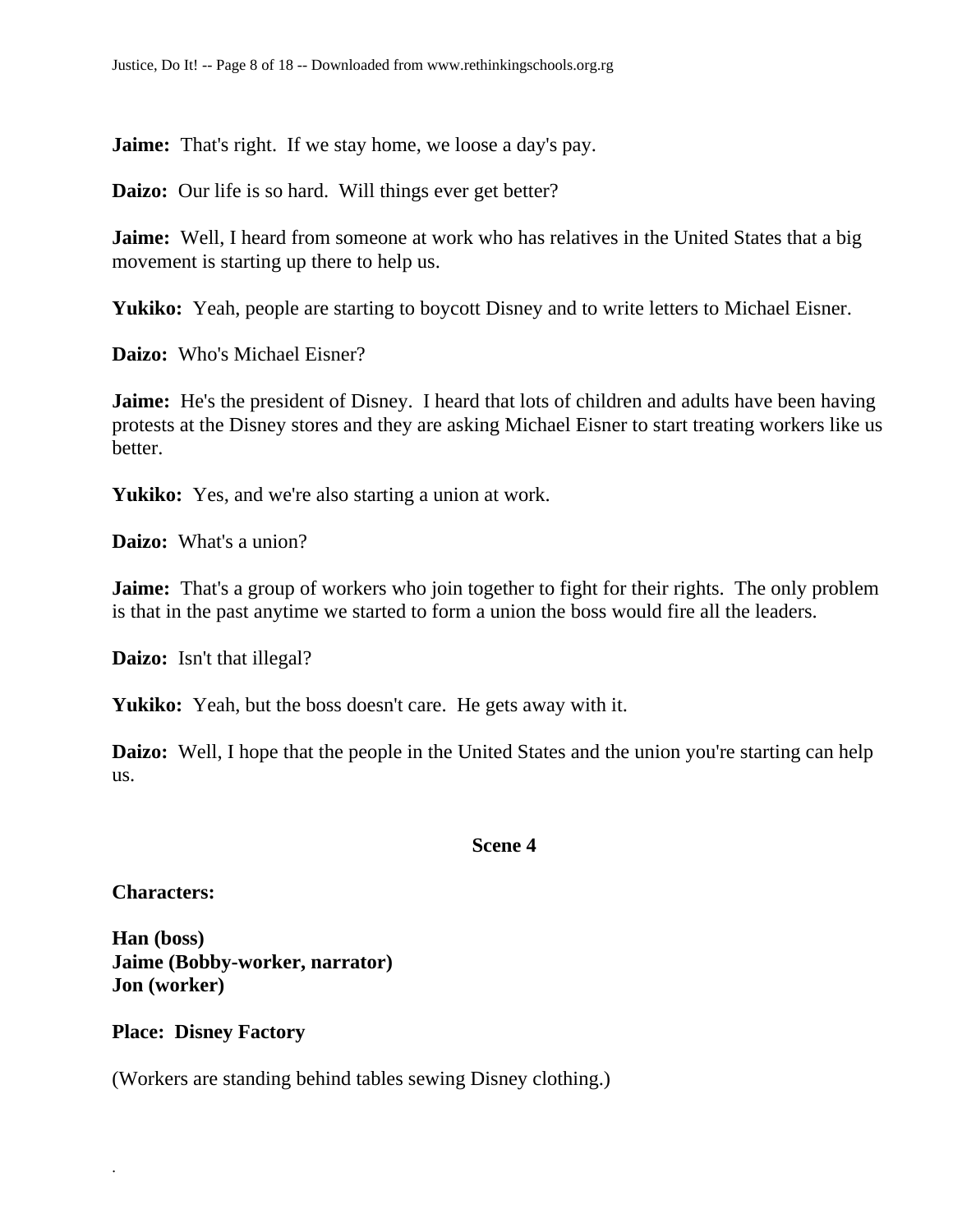**Jaime:** That's right. If we stay home, we loose a day's pay.

**Daizo:** Our life is so hard. Will things ever get better?

**Jaime:** Well, I heard from someone at work who has relatives in the United States that a big movement is starting up there to help us.

**Yukiko:** Yeah, people are starting to boycott Disney and to write letters to Michael Eisner.

**Daizo:** Who's Michael Eisner?

**Jaime:** He's the president of Disney. I heard that lots of children and adults have been having protests at the Disney stores and they are asking Michael Eisner to start treating workers like us better.

**Yukiko:** Yes, and we're also starting a union at work.

**Daizo:** What's a union?

**Jaime:** That's a group of workers who join together to fight for their rights. The only problem is that in the past anytime we started to form a union the boss would fire all the leaders.

**Daizo:** Isn't that illegal?

**Yukiko:** Yeah, but the boss doesn't care. He gets away with it.

**Daizo:** Well, I hope that the people in the United States and the union you're starting can help us.

## Scene 4

**Characters:**

**Han (boss)**
**Jaime (Bobby-worker, narrator)**
**Jon (worker)**

**Place: Disney Factory**

(Workers are standing behind tables sewing Disney clothing.)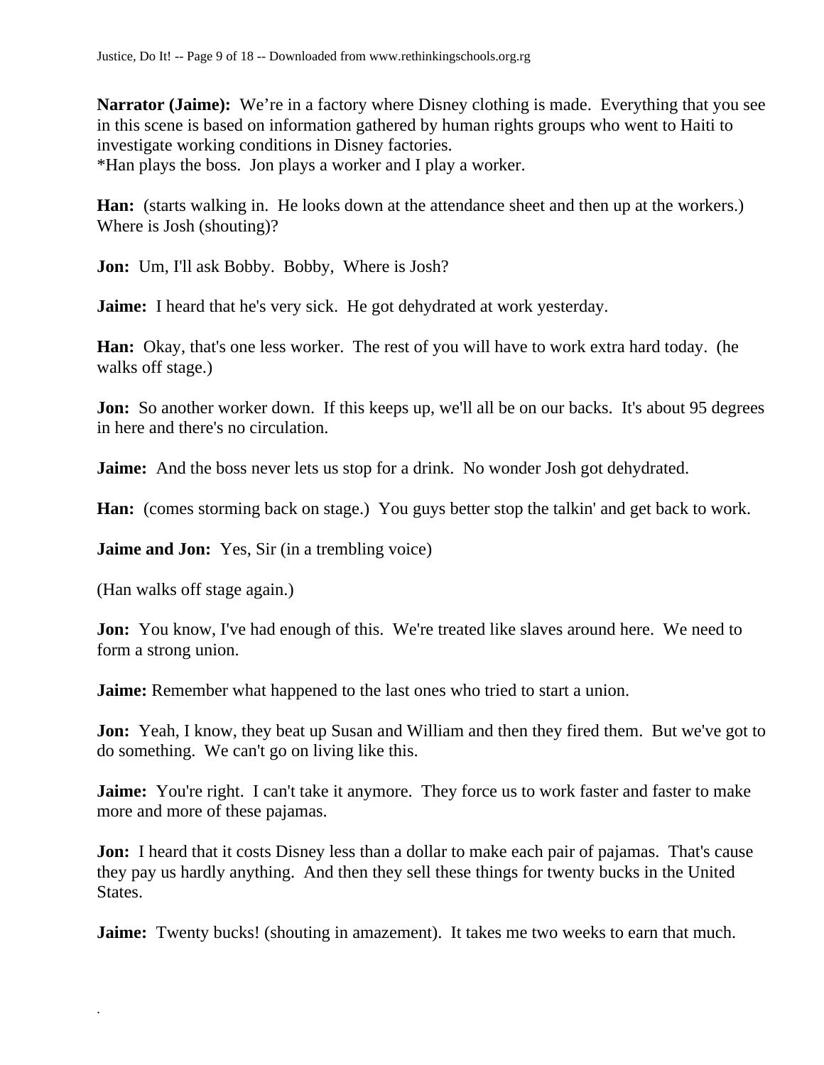**Narrator (Jaime):** We're in a factory where Disney clothing is made. Everything that you see in this scene is based on information gathered by human rights groups who went to Haiti to investigate working conditions in Disney factories.
*Han plays the boss. Jon plays a worker and I play a worker.

**Han:** (starts walking in. He looks down at the attendance sheet and then up at the workers.) Where is Josh (shouting)?

**Jon:** Um, I'll ask Bobby. Bobby, Where is Josh?

**Jaime:** I heard that he's very sick. He got dehydrated at work yesterday.

**Han:** Okay, that's one less worker. The rest of you will have to work extra hard today. (he walks off stage.)

**Jon:** So another worker down. If this keeps up, we'll all be on our backs. It's about 95 degrees in here and there's no circulation.

**Jaime:** And the boss never lets us stop for a drink. No wonder Josh got dehydrated.

**Han:** (comes storming back on stage.) You guys better stop the talkin' and get back to work.

**Jaime and Jon:** Yes, Sir (in a trembling voice)

(Han walks off stage again.)

**Jon:** You know, I've had enough of this. We're treated like slaves around here. We need to form a strong union.

**Jaime:** Remember what happened to the last ones who tried to start a union.

**Jon:** Yeah, I know, they beat up Susan and William and then they fired them. But we've got to do something. We can't go on living like this.

**Jaime:** You're right. I can't take it anymore. They force us to work faster and faster to make more and more of these pajamas.

**Jon:** I heard that it costs Disney less than a dollar to make each pair of pajamas. That's cause they pay us hardly anything. And then they sell these things for twenty bucks in the United States.

**Jaime:** Twenty bucks! (shouting in amazement). It takes me two weeks to earn that much.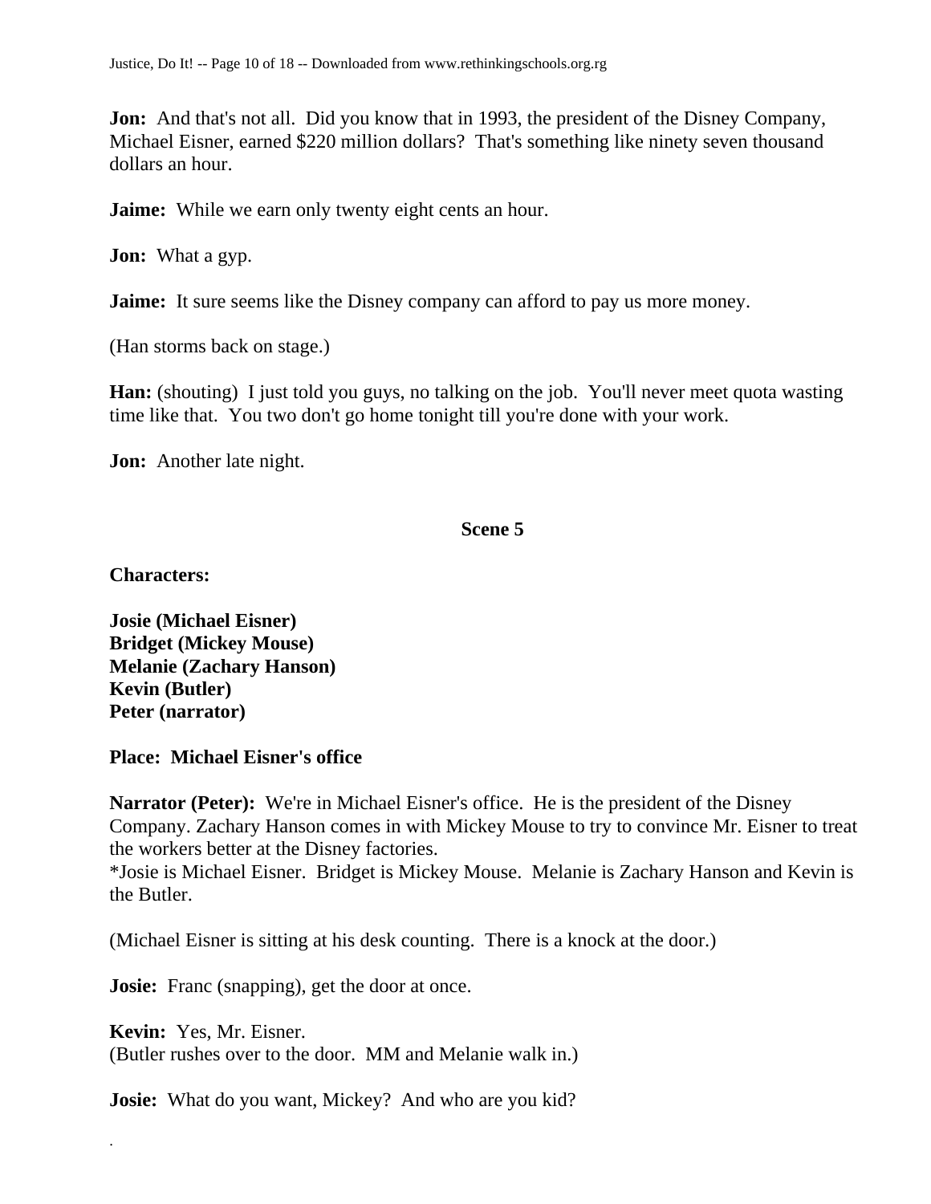**Jon:** And that's not all. Did you know that in 1993, the president of the Disney Company, Michael Eisner, earned $220 million dollars? That's something like ninety seven thousand dollars an hour.

**Jaime:** While we earn only twenty eight cents an hour.

**Jon:** What a gyp.

**Jaime:** It sure seems like the Disney company can afford to pay us more money.

(Han storms back on stage.)

**Han:** (shouting) I just told you guys, no talking on the job. You'll never meet quota wasting time like that. You two don't go home tonight till you're done with your work.

**Jon:** Another late night.

## Scene 5

**Characters:**

**Josie (Michael Eisner)**
**Bridget (Mickey Mouse)**
**Melanie (Zachary Hanson)**
**Kevin (Butler)**
**Peter (narrator)**

**Place: Michael Eisner's office**

**Narrator (Peter):** We're in Michael Eisner's office. He is the president of the Disney Company. Zachary Hanson comes in with Mickey Mouse to try to convince Mr. Eisner to treat the workers better at the Disney factories.
*Josie is Michael Eisner. Bridget is Mickey Mouse. Melanie is Zachary Hanson and Kevin is the Butler.

(Michael Eisner is sitting at his desk counting. There is a knock at the door.)

**Josie:** Franc (snapping), get the door at once.

**Kevin:** Yes, Mr. Eisner.
(Butler rushes over to the door. MM and Melanie walk in.)

**Josie:** What do you want, Mickey? And who are you kid?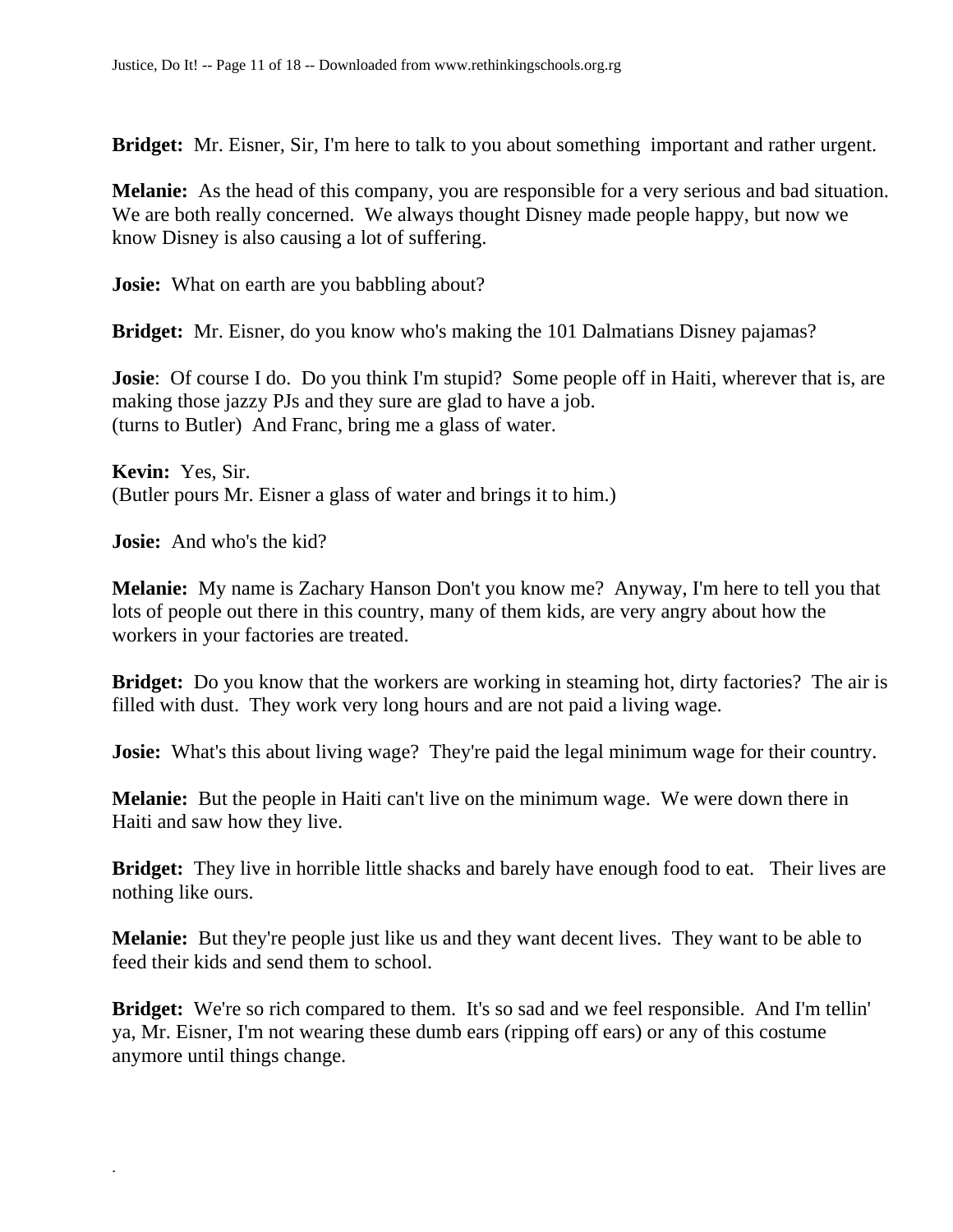**Bridget:** Mr. Eisner, Sir, I'm here to talk to you about something important and rather urgent.

**Melanie:** As the head of this company, you are responsible for a very serious and bad situation. We are both really concerned. We always thought Disney made people happy, but now we know Disney is also causing a lot of suffering.

**Josie:** What on earth are you babbling about?

**Bridget:** Mr. Eisner, do you know who's making the 101 Dalmatians Disney pajamas?

**Josie**: Of course I do. Do you think I'm stupid? Some people off in Haiti, wherever that is, are making those jazzy PJs and they sure are glad to have a job.
(turns to Butler) And Franc, bring me a glass of water.

**Kevin:** Yes, Sir.
(Butler pours Mr. Eisner a glass of water and brings it to him.)

**Josie:** And who's the kid?

**Melanie:** My name is Zachary Hanson Don't you know me? Anyway, I'm here to tell you that lots of people out there in this country, many of them kids, are very angry about how the workers in your factories are treated.

**Bridget:** Do you know that the workers are working in steaming hot, dirty factories? The air is filled with dust. They work very long hours and are not paid a living wage.

**Josie:** What's this about living wage? They're paid the legal minimum wage for their country.

**Melanie:** But the people in Haiti can't live on the minimum wage. We were down there in Haiti and saw how they live.

**Bridget:** They live in horrible little shacks and barely have enough food to eat. Their lives are nothing like ours.

**Melanie:** But they're people just like us and they want decent lives. They want to be able to feed their kids and send them to school.

**Bridget:** We're so rich compared to them. It's so sad and we feel responsible. And I'm tellin' ya, Mr. Eisner, I'm not wearing these dumb ears (ripping off ears) or any of this costume anymore until things change.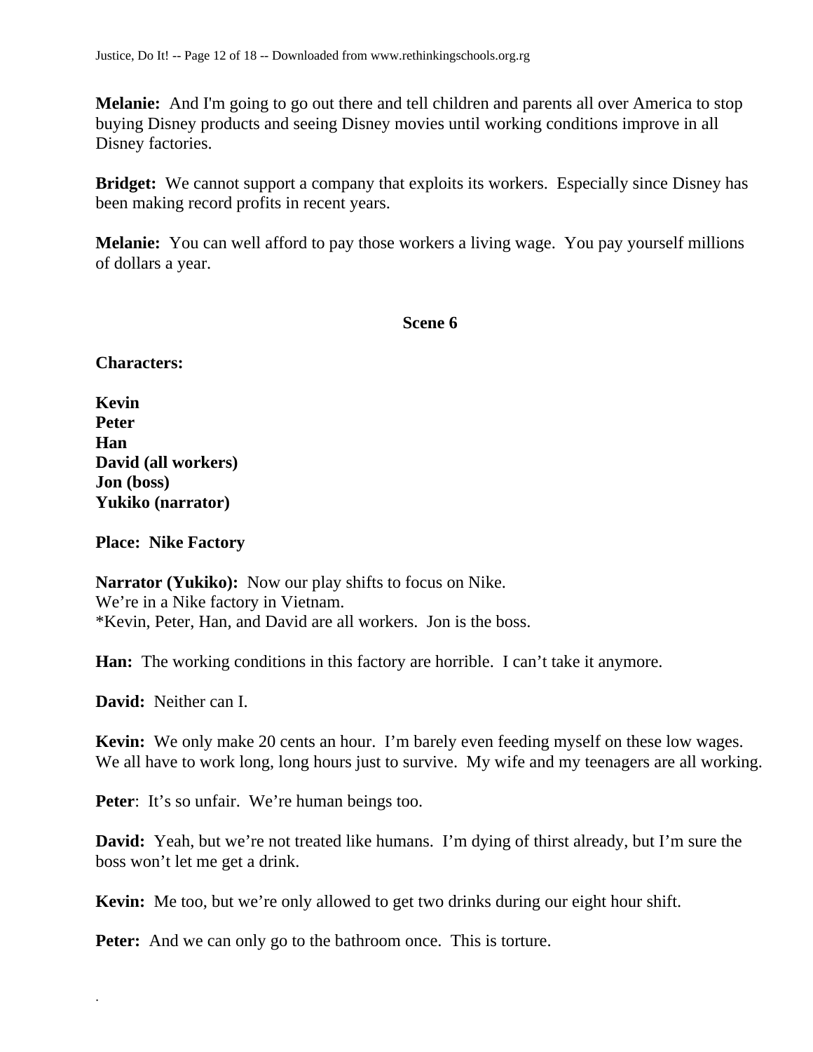**Melanie:** And I'm going to go out there and tell children and parents all over America to stop buying Disney products and seeing Disney movies until working conditions improve in all Disney factories.

**Bridget:** We cannot support a company that exploits its workers. Especially since Disney has been making record profits in recent years.

**Melanie:** You can well afford to pay those workers a living wage. You pay yourself millions of dollars a year.

## Scene 6

**Characters:**

**Kevin**
**Peter**
**Han**
**David (all workers)**
**Jon (boss)**
**Yukiko (narrator)**

**Place: Nike Factory**

**Narrator (Yukiko):** Now our play shifts to focus on Nike.
We're in a Nike factory in Vietnam.
*Kevin, Peter, Han, and David are all workers. Jon is the boss.

**Han:** The working conditions in this factory are horrible. I can't take it anymore.

**David:** Neither can I.

**Kevin:** We only make 20 cents an hour. I'm barely even feeding myself on these low wages. We all have to work long, long hours just to survive. My wife and my teenagers are all working.

**Peter**: It's so unfair. We're human beings too.

**David:** Yeah, but we're not treated like humans. I'm dying of thirst already, but I'm sure the boss won't let me get a drink.

**Kevin:** Me too, but we're only allowed to get two drinks during our eight hour shift.

**Peter:** And we can only go to the bathroom once. This is torture.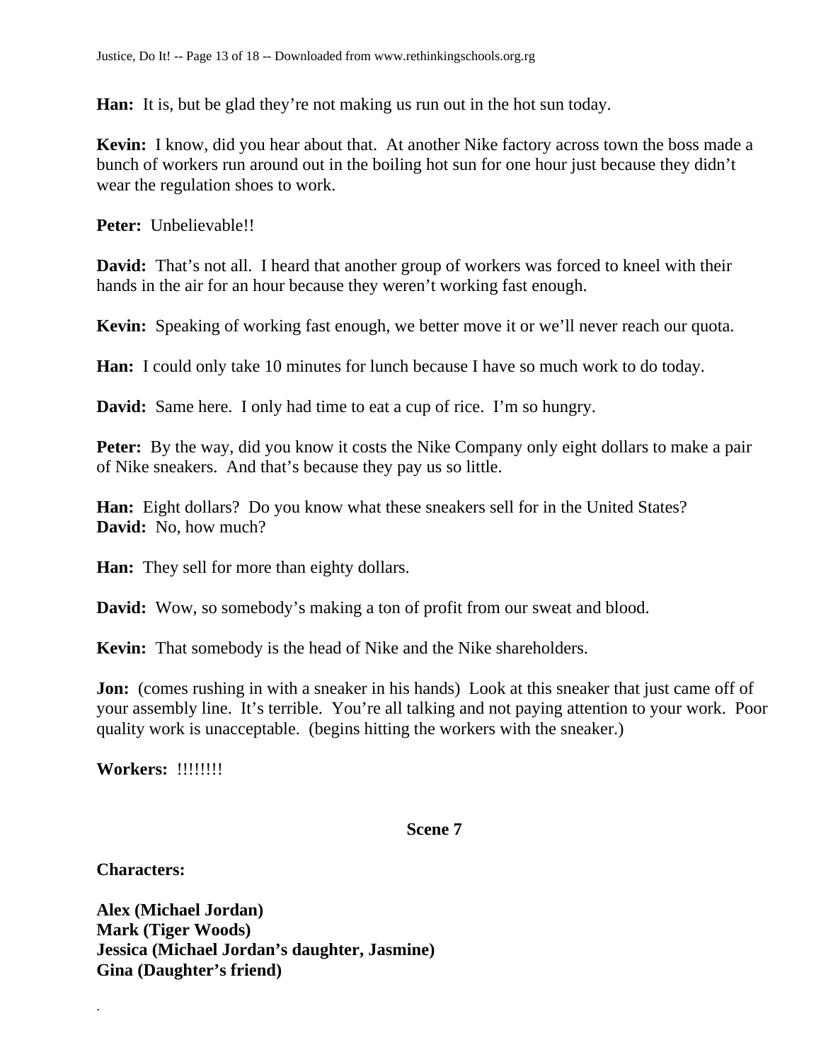**Han:** It is, but be glad they're not making us run out in the hot sun today.

**Kevin:** I know, did you hear about that. At another Nike factory across town the boss made a bunch of workers run around out in the boiling hot sun for one hour just because they didn't wear the regulation shoes to work.

**Peter:** Unbelievable!!

**David:** That's not all. I heard that another group of workers was forced to kneel with their hands in the air for an hour because they weren't working fast enough.

**Kevin:** Speaking of working fast enough, we better move it or we'll never reach our quota.

**Han:** I could only take 10 minutes for lunch because I have so much work to do today.

**David:** Same here. I only had time to eat a cup of rice. I'm so hungry.

**Peter:** By the way, did you know it costs the Nike Company only eight dollars to make a pair of Nike sneakers. And that's because they pay us so little.

**Han:** Eight dollars? Do you know what these sneakers sell for in the United States?
**David:** No, how much?

**Han:** They sell for more than eighty dollars.

**David:** Wow, so somebody's making a ton of profit from our sweat and blood.

**Kevin:** That somebody is the head of Nike and the Nike shareholders.

**Jon:** (comes rushing in with a sneaker in his hands) Look at this sneaker that just came off of your assembly line. It's terrible. You're all talking and not paying attention to your work. Poor quality work is unacceptable. (begins hitting the workers with the sneaker.)

**Workers:** !!!!!!!!

## Scene 7

**Characters:**

**Alex (Michael Jordan)**
**Mark (Tiger Woods)**
**Jessica (Michael Jordan's daughter, Jasmine)**
**Gina (Daughter's friend)**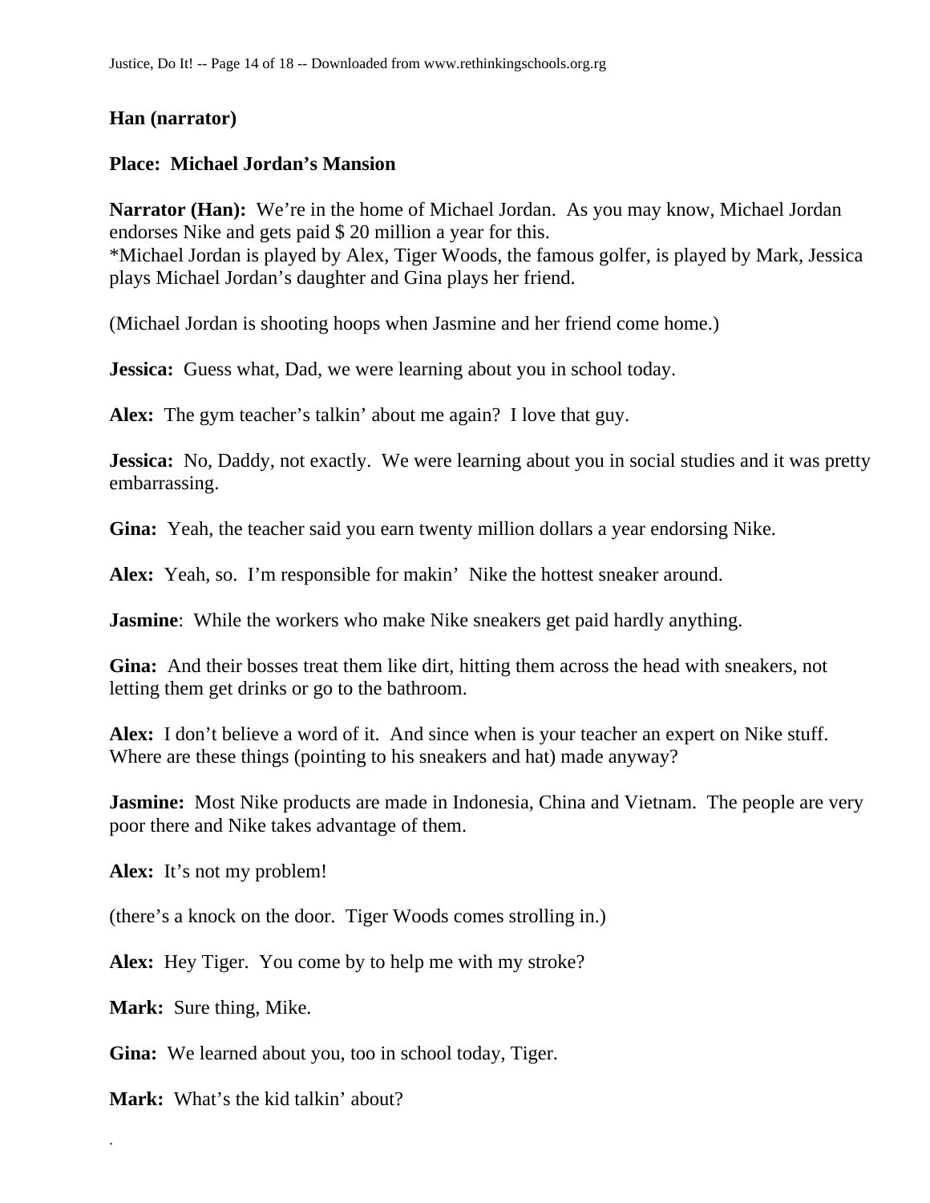**Han (narrator)**

**Place:  Michael Jordan's Mansion**

**Narrator (Han):**  We're in the home of Michael Jordan.  As you may know, Michael Jordan endorses Nike and gets paid $ 20 million a year for this.
*Michael Jordan is played by Alex, Tiger Woods, the famous golfer, is played by Mark, Jessica plays Michael Jordan's daughter and Gina plays her friend.

(Michael Jordan is shooting hoops when Jasmine and her friend come home.)

**Jessica:**  Guess what, Dad, we were learning about you in school today.

**Alex:**  The gym teacher's talkin' about me again?  I love that guy.

**Jessica:**  No, Daddy, not exactly.  We were learning about you in social studies and it was pretty embarrassing.

**Gina:**  Yeah, the teacher said you earn twenty million dollars a year endorsing Nike.

**Alex:**  Yeah, so.  I'm responsible for makin'  Nike the hottest sneaker around.

**Jasmine**:  While the workers who make Nike sneakers get paid hardly anything.

**Gina:**  And their bosses treat them like dirt, hitting them across the head with sneakers, not letting them get drinks or go to the bathroom.

**Alex:**  I don't believe a word of it.  And since when is your teacher an expert on Nike stuff.  Where are these things (pointing to his sneakers and hat) made anyway?

**Jasmine:**  Most Nike products are made in Indonesia, China and Vietnam.  The people are very poor there and Nike takes advantage of them.

**Alex:**  It's not my problem!

(there's a knock on the door.  Tiger Woods comes strolling in.)

**Alex:**  Hey Tiger.  You come by to help me with my stroke?

**Mark:**  Sure thing, Mike.

**Gina:**  We learned about you, too in school today, Tiger.

**Mark:**  What's the kid talkin' about?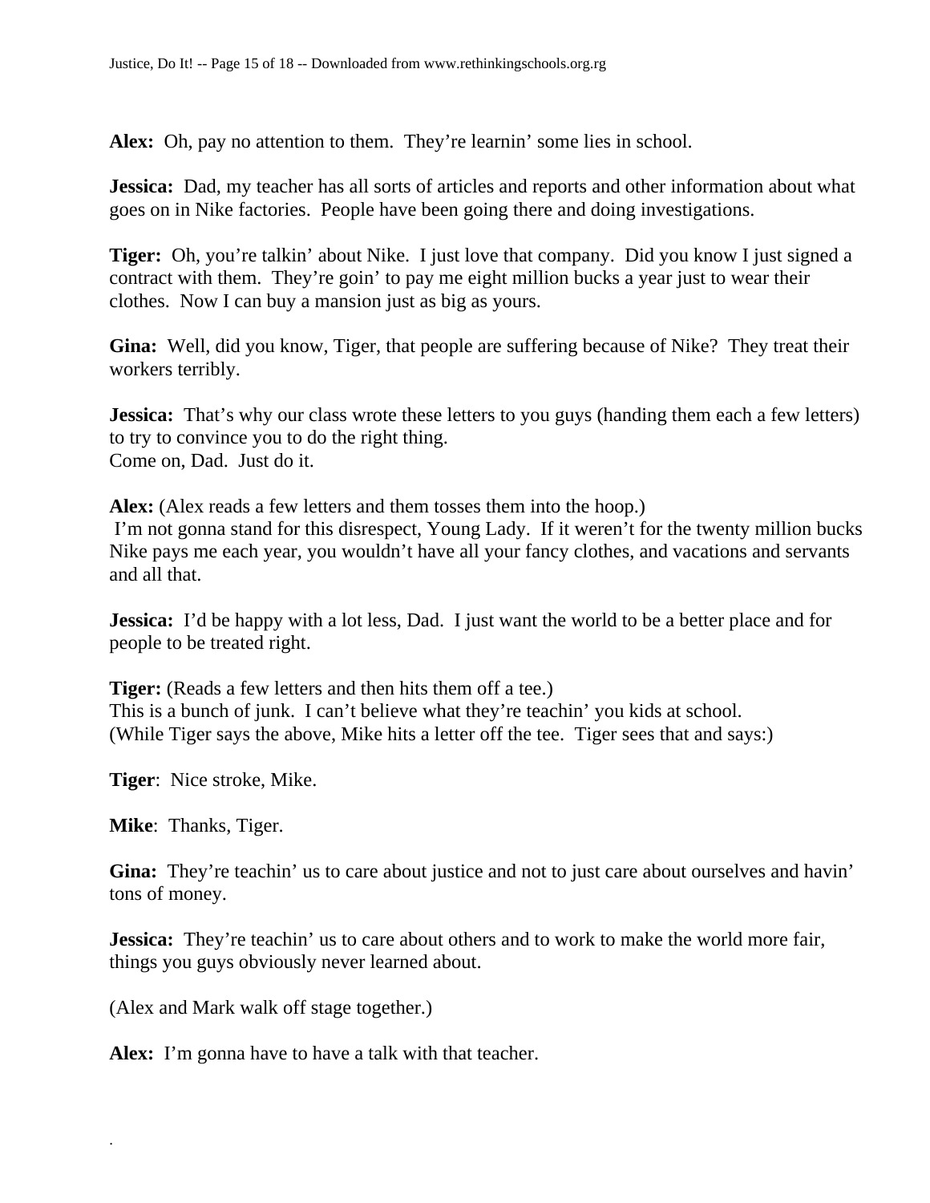**Alex:** Oh, pay no attention to them. They're learnin' some lies in school.

**Jessica:** Dad, my teacher has all sorts of articles and reports and other information about what goes on in Nike factories. People have been going there and doing investigations.

**Tiger:** Oh, you're talkin' about Nike. I just love that company. Did you know I just signed a contract with them. They're goin' to pay me eight million bucks a year just to wear their clothes. Now I can buy a mansion just as big as yours.

**Gina:** Well, did you know, Tiger, that people are suffering because of Nike? They treat their workers terribly.

**Jessica:** That's why our class wrote these letters to you guys (handing them each a few letters) to try to convince you to do the right thing.
Come on, Dad. Just do it.

**Alex:** (Alex reads a few letters and them tosses them into the hoop.)
I'm not gonna stand for this disrespect, Young Lady. If it weren't for the twenty million bucks Nike pays me each year, you wouldn't have all your fancy clothes, and vacations and servants and all that.

**Jessica:** I'd be happy with a lot less, Dad. I just want the world to be a better place and for people to be treated right.

**Tiger:** (Reads a few letters and then hits them off a tee.)
This is a bunch of junk. I can't believe what they're teachin' you kids at school.
(While Tiger says the above, Mike hits a letter off the tee. Tiger sees that and says:)

**Tiger**: Nice stroke, Mike.

**Mike**: Thanks, Tiger.

**Gina:** They're teachin' us to care about justice and not to just care about ourselves and havin' tons of money.

**Jessica:** They're teachin' us to care about others and to work to make the world more fair, things you guys obviously never learned about.

(Alex and Mark walk off stage together.)

**Alex:** I'm gonna have to have a talk with that teacher.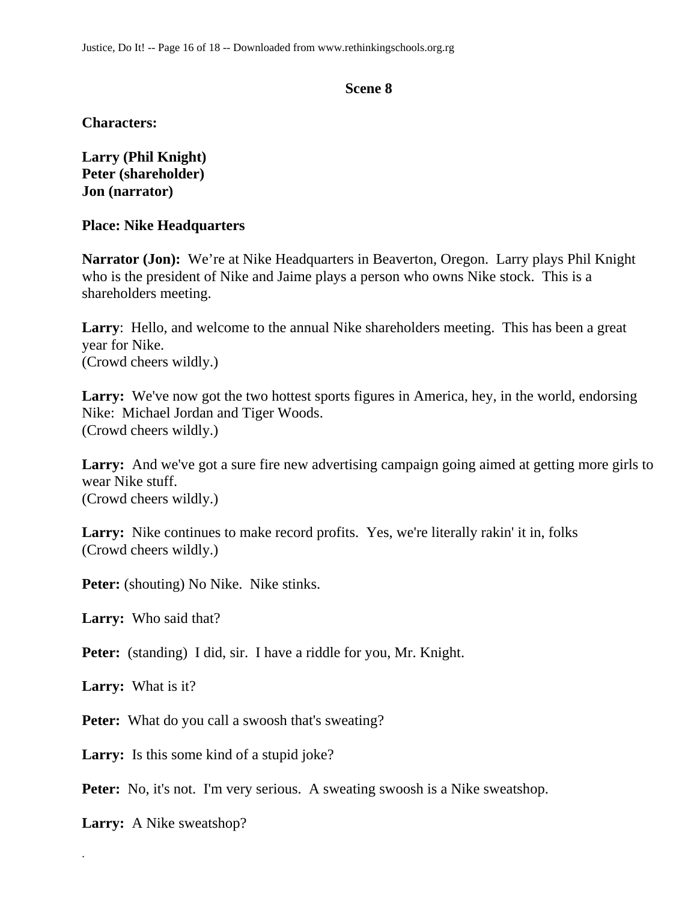### Scene 8

**Characters:**

**Larry (Phil Knight)**
**Peter (shareholder)**
**Jon (narrator)**

**Place: Nike Headquarters**

**Narrator (Jon):** We're at Nike Headquarters in Beaverton, Oregon. Larry plays Phil Knight who is the president of Nike and Jaime plays a person who owns Nike stock. This is a shareholders meeting.

**Larry**: Hello, and welcome to the annual Nike shareholders meeting. This has been a great year for Nike.
(Crowd cheers wildly.)

**Larry:** We've now got the two hottest sports figures in America, hey, in the world, endorsing Nike: Michael Jordan and Tiger Woods.
(Crowd cheers wildly.)

**Larry:** And we've got a sure fire new advertising campaign going aimed at getting more girls to wear Nike stuff.
(Crowd cheers wildly.)

**Larry:** Nike continues to make record profits. Yes, we're literally rakin' it in, folks
(Crowd cheers wildly.)

**Peter:** (shouting) No Nike. Nike stinks.

**Larry:** Who said that?

**Peter:** (standing) I did, sir. I have a riddle for you, Mr. Knight.

**Larry:** What is it?

**Peter:** What do you call a swoosh that's sweating?

**Larry:** Is this some kind of a stupid joke?

**Peter:** No, it's not. I'm very serious. A sweating swoosh is a Nike sweatshop.

**Larry:** A Nike sweatshop?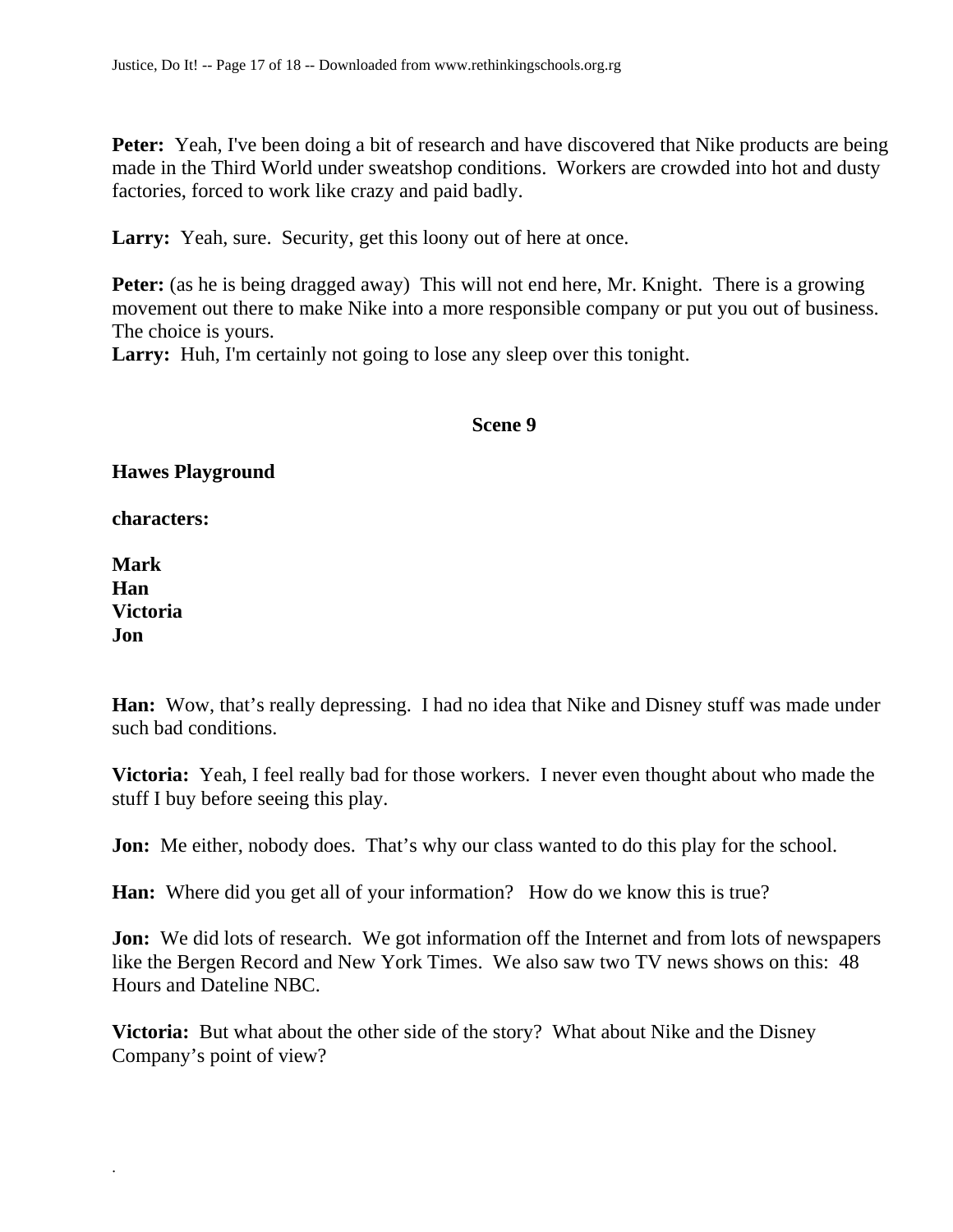**Peter:** Yeah, I've been doing a bit of research and have discovered that Nike products are being made in the Third World under sweatshop conditions. Workers are crowded into hot and dusty factories, forced to work like crazy and paid badly.

**Larry:** Yeah, sure. Security, get this loony out of here at once.

**Peter:** (as he is being dragged away) This will not end here, Mr. Knight. There is a growing movement out there to make Nike into a more responsible company or put you out of business. The choice is yours.
**Larry:** Huh, I'm certainly not going to lose any sleep over this tonight.

## Scene 9

**Hawes Playground**

**characters:**

**Mark**
**Han**
**Victoria**
**Jon**

**Han:** Wow, that's really depressing. I had no idea that Nike and Disney stuff was made under such bad conditions.

**Victoria:** Yeah, I feel really bad for those workers. I never even thought about who made the stuff I buy before seeing this play.

**Jon:** Me either, nobody does. That's why our class wanted to do this play for the school.

**Han:** Where did you get all of your information? How do we know this is true?

**Jon:** We did lots of research. We got information off the Internet and from lots of newspapers like the Bergen Record and New York Times. We also saw two TV news shows on this: 48 Hours and Dateline NBC.

**Victoria:** But what about the other side of the story? What about Nike and the Disney Company's point of view?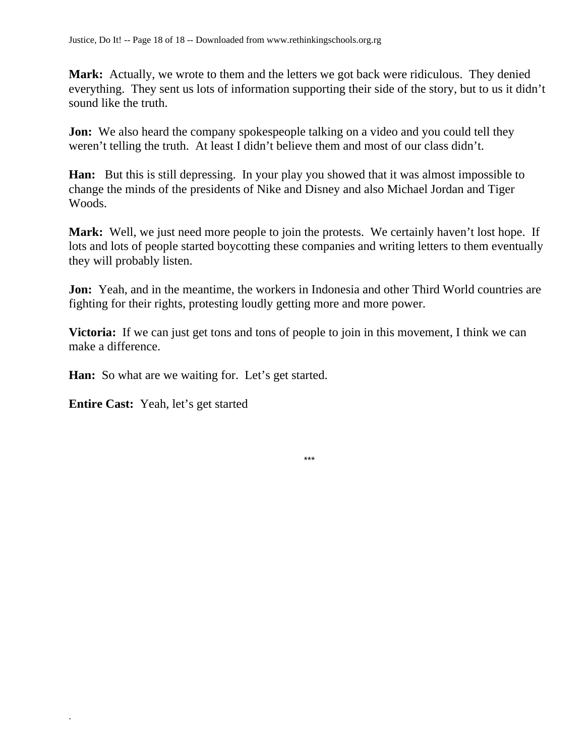**Mark:** Actually, we wrote to them and the letters we got back were ridiculous. They denied everything. They sent us lots of information supporting their side of the story, but to us it didn't sound like the truth.

**Jon:** We also heard the company spokespeople talking on a video and you could tell they weren't telling the truth. At least I didn't believe them and most of our class didn't.

**Han:** But this is still depressing. In your play you showed that it was almost impossible to change the minds of the presidents of Nike and Disney and also Michael Jordan and Tiger Woods.

**Mark:** Well, we just need more people to join the protests. We certainly haven't lost hope. If lots and lots of people started boycotting these companies and writing letters to them eventually they will probably listen.

**Jon:** Yeah, and in the meantime, the workers in Indonesia and other Third World countries are fighting for their rights, protesting loudly getting more and more power.

**Victoria:** If we can just get tons and tons of people to join in this movement, I think we can make a difference.

**Han:** So what are we waiting for. Let's get started.

**Entire Cast:** Yeah, let's get started

***